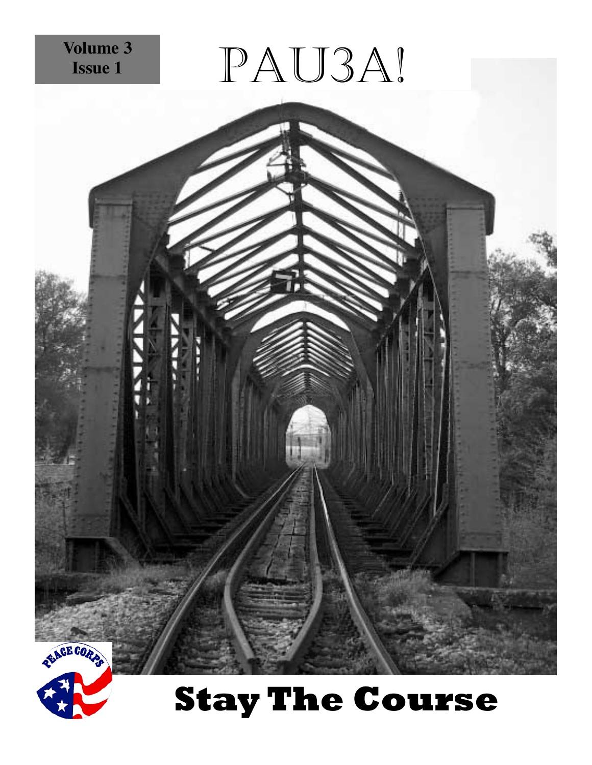Volume 3
Issue 1

# PAU3A!

## Stay The Course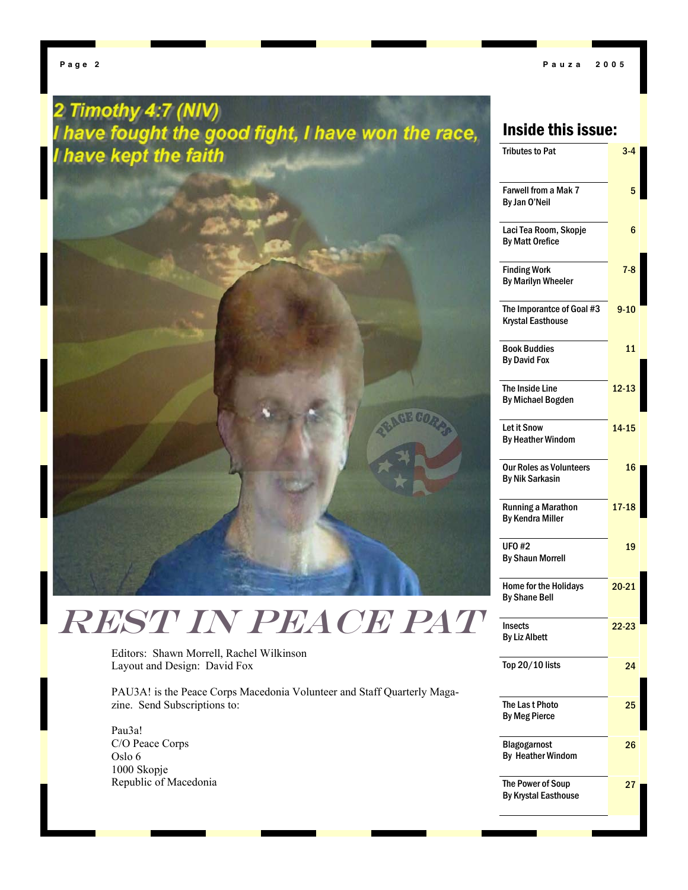2 Timothy 4:7 (NIV)
I have fought the good fight, I have won the race, I have kept the faith

# REST IN PEACE PAT

Editors: Shawn Morrell, Rachel Wilkinson
Layout and Design: David Fox

PAU3A! is the Peace Corps Macedonia Volunteer and Staff Quarterly Magazine. Send Subscriptions to:

Pau3a!
C/O Peace Corps
Oslo 6
1000 Skopje
Republic of Macedonia

## Inside this issue:

| | |
|---|---|
| Tributes to Pat | 3-4 |
| Farwell from a Mak 7<br>By Jan O'Neil | 5 |
| Laci Tea Room, Skopje<br>By Matt Orefice | 6 |
| Finding Work<br>By Marilyn Wheeler | 7-8 |
| The Imporantce of Goal #3<br>Krystal Easthouse | 9-10 |
| Book Buddies<br>By David Fox | 11 |
| The Inside Line<br>By Michael Bogden | 12-13 |
| Let it Snow<br>By Heather Windom | 14-15 |
| Our Roles as Volunteers<br>By Nik Sarkasin | 16 |
| Running a Marathon<br>By Kendra Miller | 17-18 |
| UFO #2<br>By Shaun Morrell | 19 |
| Home for the Holidays<br>By Shane Bell | 20-21 |
| Insects<br>By Liz Albett | 22-23 |
| Top 20/10 lists | 24 |
| The Las t Photo<br>By Meg Pierce | 25 |
| Blagogarnost<br>By Heather Windom | 26 |
| The Power of Soup<br>By Krystal Easthouse | 27 |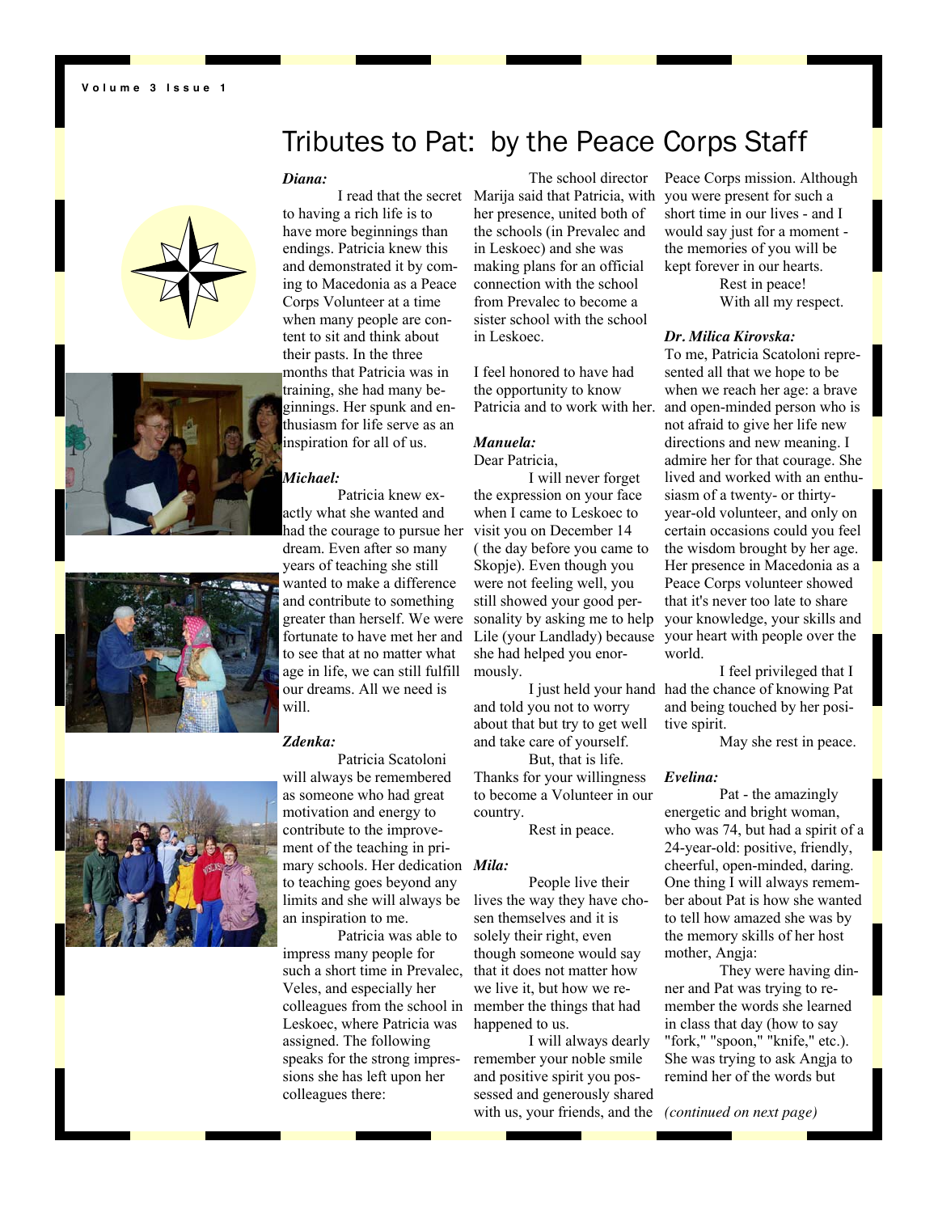# Tributes to Pat: by the Peace Corps Staff

***Diana:***

I read that the secret to having a rich life is to have more beginnings than endings. Patricia knew this and demonstrated it by coming to Macedonia as a Peace Corps Volunteer at a time when many people are content to sit and think about their pasts. In the three months that Patricia was in training, she had many beginnings. Her spunk and enthusiasm for life serve as an inspiration for all of us.

***Michael:***

Patricia knew exactly what she wanted and had the courage to pursue her dream. Even after so many years of teaching she still wanted to make a difference and contribute to something greater than herself. We were fortunate to have met her and to see that at no matter what age in life, we can still fulfill our dreams. All we need is will.

***Zdenka:***

Patricia Scatoloni will always be remembered as someone who had great motivation and energy to contribute to the improvement of the teaching in primary schools. Her dedication to teaching goes beyond any limits and she will always be an inspiration to me.

Patricia was able to impress many people for such a short time in Prevalec, Veles, and especially her colleagues from the school in Leskoec, where Patricia was assigned. The following speaks for the strong impressions she has left upon her colleagues there:

The school director Marija said that Patricia, with her presence, united both of the schools (in Prevalec and in Leskoec) and she was making plans for an official connection with the school from Prevalec to become a sister school with the school in Leskoec.

I feel honored to have had the opportunity to know Patricia and to work with her.

***Manuela:***

Dear Patricia,

I will never forget the expression on your face when I came to Leskoec to visit you on December 14 ( the day before you came to Skopje). Even though you were not feeling well, you still showed your good personality by asking me to help Lile (your Landlady) because she had helped you enormously.

I just held your hand and told you not to worry about that but try to get well and take care of yourself.

But, that is life. Thanks for your willingness to become a Volunteer in our country.

Rest in peace.

***Mila:***

People live their lives the way they have chosen themselves and it is solely their right, even though someone would say that it does not matter how we live it, but how we remember the things that had happened to us.

I will always dearly remember your noble smile and positive spirit you possessed and generously shared with us, your friends, and the Peace Corps mission. Although you were present for such a short time in our lives - and I would say just for a moment - the memories of you will be kept forever in our hearts.

Rest in peace!

With all my respect.

***Dr. Milica Kirovska:***

To me, Patricia Scatoloni represented all that we hope to be when we reach her age: a brave and open-minded person who is not afraid to give her life new directions and new meaning. I admire her for that courage. She lived and worked with an enthusiasm of a twenty- or thirty-year-old volunteer, and only on certain occasions could you feel the wisdom brought by her age. Her presence in Macedonia as a Peace Corps volunteer showed that it's never too late to share your knowledge, your skills and your heart with people over the world.

I feel privileged that I had the chance of knowing Pat and being touched by her positive spirit.

May she rest in peace.

***Evelina:***

Pat - the amazingly energetic and bright woman, who was 74, but had a spirit of a 24-year-old: positive, friendly, cheerful, open-minded, daring. One thing I will always remember about Pat is how she wanted to tell how amazed she was by the memory skills of her host mother, Angja:

They were having dinner and Pat was trying to remember the words she learned in class that day (how to say "fork," "spoon," "knife," etc.). She was trying to ask Angja to remind her of the words but

*(continued on next page)*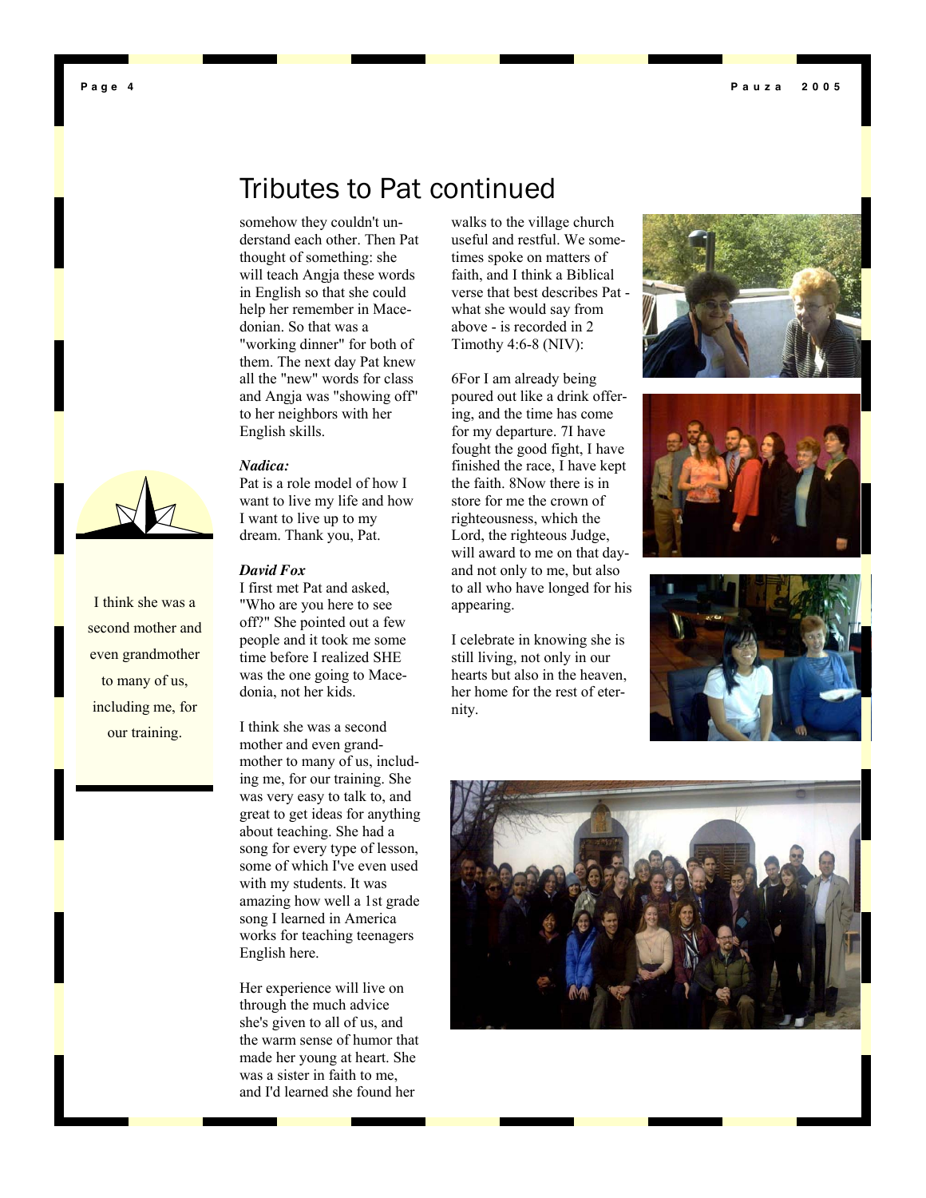## Tributes to Pat continued

somehow they couldn't understand each other. Then Pat thought of something: she will teach Angja these words in English so that she could help her remember in Macedonian. So that was a "working dinner" for both of them. The next day Pat knew all the "new" words for class and Angja was "showing off" to her neighbors with her English skills.

***Nadica:***
Pat is a role model of how I want to live my life and how I want to live up to my dream. Thank you, Pat.

***David Fox***
I first met Pat and asked, "Who are you here to see off?" She pointed out a few people and it took me some time before I realized SHE was the one going to Macedonia, not her kids.

I think she was a second mother and even grandmother to many of us, including me, for our training. She was very easy to talk to, and great to get ideas for anything about teaching. She had a song for every type of lesson, some of which I've even used with my students. It was amazing how well a 1st grade song I learned in America works for teaching teenagers English here.

Her experience will live on through the much advice she's given to all of us, and the warm sense of humor that made her young at heart. She was a sister in faith to me, and I'd learned she found her walks to the village church useful and restful. We sometimes spoke on matters of faith, and I think a Biblical verse that best describes Pat - what she would say from above - is recorded in 2 Timothy 4:6-8 (NIV):

6For I am already being poured out like a drink offering, and the time has come for my departure. 7I have fought the good fight, I have finished the race, I have kept the faith. 8Now there is in store for me the crown of righteousness, which the Lord, the righteous Judge, will award to me on that day- and not only to me, but also to all who have longed for his appearing.

I celebrate in knowing she is still living, not only in our hearts but also in the heaven, her home for the rest of eternity.

I think she was a second mother and even grandmother to many of us, including me, for our training.